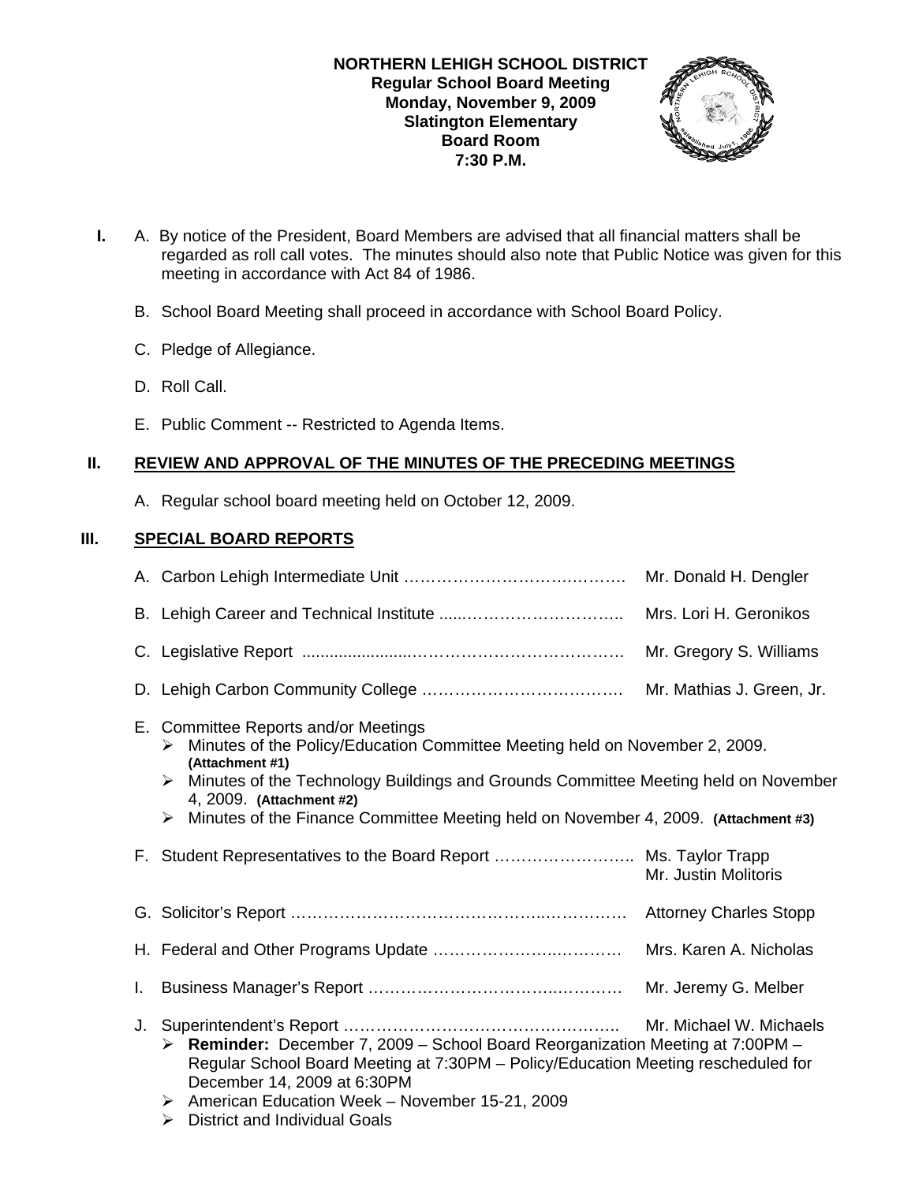**NORTHERN LEHIGH SCHOOL DISTRICT**
**Regular School Board Meeting**
**Monday, November 9, 2009**
**Slatington Elementary**
**Board Room**
**7:30 P.M.**

**I.** A. By notice of the President, Board Members are advised that all financial matters shall be regarded as roll call votes. The minutes should also note that Public Notice was given for this meeting in accordance with Act 84 of 1986.

B. School Board Meeting shall proceed in accordance with School Board Policy.

C. Pledge of Allegiance.

D. Roll Call.

E. Public Comment -- Restricted to Agenda Items.

## II. REVIEW AND APPROVAL OF THE MINUTES OF THE PRECEDING MEETINGS

A. Regular school board meeting held on October 12, 2009.

## III. SPECIAL BOARD REPORTS

A. Carbon Lehigh Intermediate Unit ……………………………………. Mr. Donald H. Dengler

B. Lehigh Career and Technical Institute ……………………………….. Mrs. Lori H. Geronikos

C. Legislative Report ……………………………………………………. Mr. Gregory S. Williams

D. Lehigh Carbon Community College ………………………………… Mr. Mathias J. Green, Jr.

E. Committee Reports and/or Meetings
- Minutes of the Policy/Education Committee Meeting held on November 2, 2009. **(Attachment #1)**
- Minutes of the Technology Buildings and Grounds Committee Meeting held on November 4, 2009. **(Attachment #2)**
- Minutes of the Finance Committee Meeting held on November 4, 2009. **(Attachment #3)**

F. Student Representatives to the Board Report …………………….. Ms. Taylor Trapp
Mr. Justin Molitoris

G. Solicitor's Report ……………………………………………………… Attorney Charles Stopp

H. Federal and Other Programs Update ………………………………. Mrs. Karen A. Nicholas

I. Business Manager's Report …………………………………………. Mr. Jeremy G. Melber

J. Superintendent's Report ……………………………………………… Mr. Michael W. Michaels
- **Reminder:** December 7, 2009 – School Board Reorganization Meeting at 7:00PM – Regular School Board Meeting at 7:30PM – Policy/Education Meeting rescheduled for December 14, 2009 at 6:30PM
- American Education Week – November 15-21, 2009
- District and Individual Goals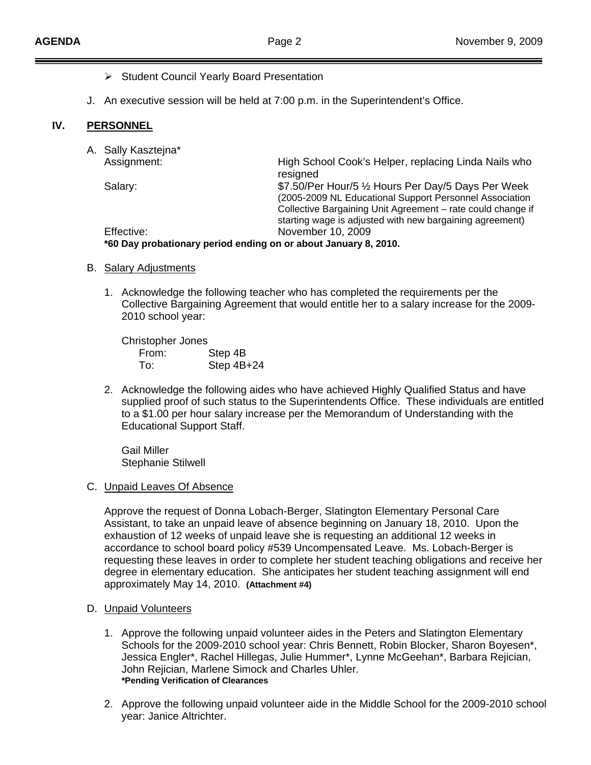- Student Council Yearly Board Presentation

J. An executive session will be held at 7:00 p.m. in the Superintendent's Office.

## IV. PERSONNEL

A. Sally Kasztejna*

| | |
|---|---|
| Assignment: | High School Cook's Helper, replacing Linda Nails who resigned |
| Salary: | $7.50/Per Hour/5 ½ Hours Per Day/5 Days Per Week (2005-2009 NL Educational Support Personnel Association Collective Bargaining Unit Agreement – rate could change if starting wage is adjusted with new bargaining agreement) |
| Effective: | November 10, 2009 |

**\*60 Day probationary period ending on or about January 8, 2010.**

B. Salary Adjustments

1. Acknowledge the following teacher who has completed the requirements per the Collective Bargaining Agreement that would entitle her to a salary increase for the 2009-2010 school year:

   Christopher Jones
   From: Step 4B
   To: Step 4B+24

2. Acknowledge the following aides who have achieved Highly Qualified Status and have supplied proof of such status to the Superintendents Office. These individuals are entitled to a $1.00 per hour salary increase per the Memorandum of Understanding with the Educational Support Staff.

   Gail Miller
   Stephanie Stilwell

C. Unpaid Leaves Of Absence

Approve the request of Donna Lobach-Berger, Slatington Elementary Personal Care Assistant, to take an unpaid leave of absence beginning on January 18, 2010. Upon the exhaustion of 12 weeks of unpaid leave she is requesting an additional 12 weeks in accordance to school board policy #539 Uncompensated Leave. Ms. Lobach-Berger is requesting these leaves in order to complete her student teaching obligations and receive her degree in elementary education. She anticipates her student teaching assignment will end approximately May 14, 2010. **(Attachment #4)**

D. Unpaid Volunteers

1. Approve the following unpaid volunteer aides in the Peters and Slatington Elementary Schools for the 2009-2010 school year: Chris Bennett, Robin Blocker, Sharon Boyesen*, Jessica Engler*, Rachel Hillegas, Julie Hummer*, Lynne McGeehan*, Barbara Rejician, John Rejician, Marlene Simock and Charles Uhler.
   **\*Pending Verification of Clearances**

2. Approve the following unpaid volunteer aide in the Middle School for the 2009-2010 school year: Janice Altrichter.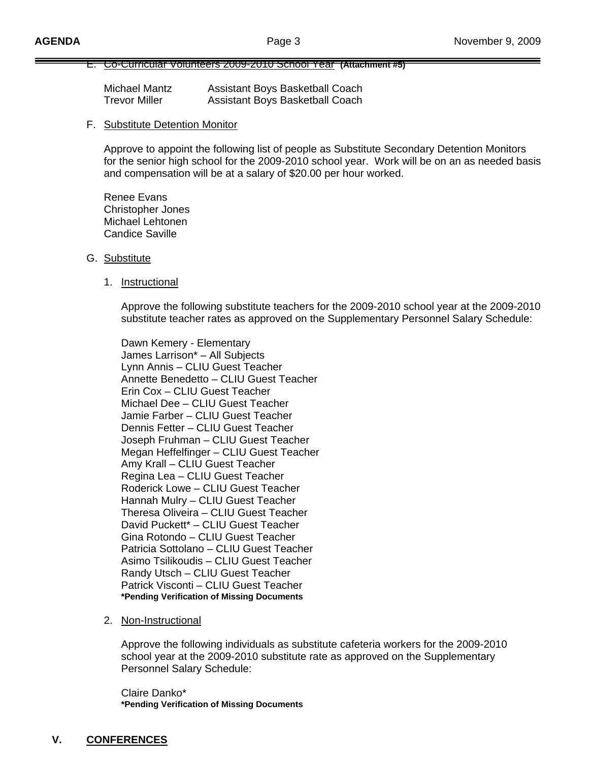E. Co-Curricular Volunteers 2009-2010 School Year **(Attachment #5)**

| | |
|---|---|
| Michael Mantz | Assistant Boys Basketball Coach |
| Trevor Miller | Assistant Boys Basketball Coach |

F. Substitute Detention Monitor

Approve to appoint the following list of people as Substitute Secondary Detention Monitors for the senior high school for the 2009-2010 school year. Work will be on an as needed basis and compensation will be at a salary of $20.00 per hour worked.

Renee Evans
Christopher Jones
Michael Lehtonen
Candice Saville

G. Substitute

1. Instructional

Approve the following substitute teachers for the 2009-2010 school year at the 2009-2010 substitute teacher rates as approved on the Supplementary Personnel Salary Schedule:

Dawn Kemery - Elementary
James Larrison* – All Subjects
Lynn Annis – CLIU Guest Teacher
Annette Benedetto – CLIU Guest Teacher
Erin Cox – CLIU Guest Teacher
Michael Dee – CLIU Guest Teacher
Jamie Farber – CLIU Guest Teacher
Dennis Fetter – CLIU Guest Teacher
Joseph Fruhman – CLIU Guest Teacher
Megan Heffelfinger – CLIU Guest Teacher
Amy Krall – CLIU Guest Teacher
Regina Lea – CLIU Guest Teacher
Roderick Lowe – CLIU Guest Teacher
Hannah Mulry – CLIU Guest Teacher
Theresa Oliveira – CLIU Guest Teacher
David Puckett* – CLIU Guest Teacher
Gina Rotondo – CLIU Guest Teacher
Patricia Sottolano – CLIU Guest Teacher
Asimo Tsilikoudis – CLIU Guest Teacher
Randy Utsch – CLIU Guest Teacher
Patrick Visconti – CLIU Guest Teacher
**\*Pending Verification of Missing Documents**

2. Non-Instructional

Approve the following individuals as substitute cafeteria workers for the 2009-2010 school year at the 2009-2010 substitute rate as approved on the Supplementary Personnel Salary Schedule:

Claire Danko*
**\*Pending Verification of Missing Documents**

## V. CONFERENCES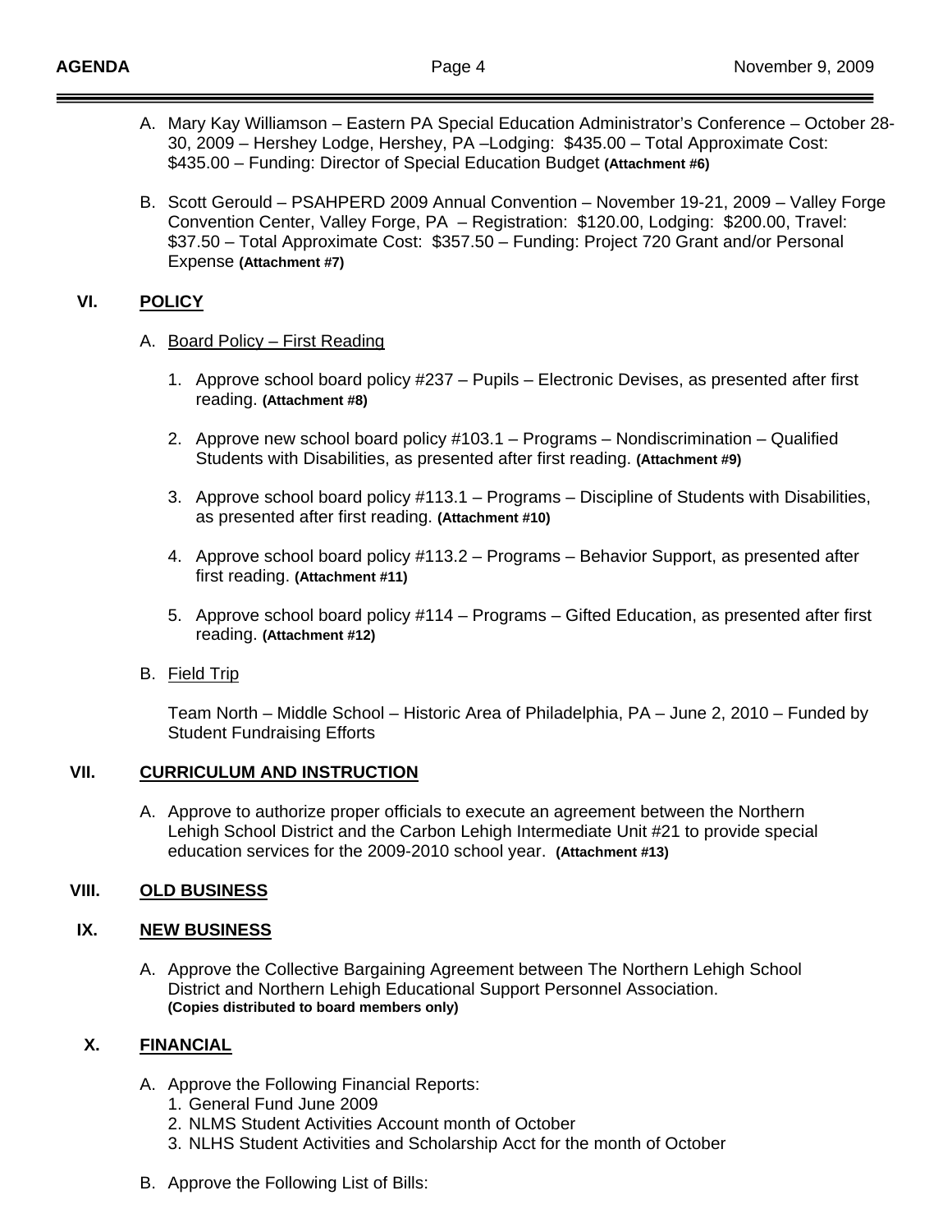A. Mary Kay Williamson – Eastern PA Special Education Administrator's Conference – October 28-30, 2009 – Hershey Lodge, Hershey, PA –Lodging: $435.00 – Total Approximate Cost: $435.00 – Funding: Director of Special Education Budget **(Attachment #6)**

B. Scott Gerould – PSAHPERD 2009 Annual Convention – November 19-21, 2009 – Valley Forge Convention Center, Valley Forge, PA – Registration: $120.00, Lodging: $200.00, Travel: $37.50 – Total Approximate Cost: $357.50 – Funding: Project 720 Grant and/or Personal Expense **(Attachment #7)**

## VI. POLICY

A. Board Policy – First Reading

1. Approve school board policy #237 – Pupils – Electronic Devises, as presented after first reading. **(Attachment #8)**

2. Approve new school board policy #103.1 – Programs – Nondiscrimination – Qualified Students with Disabilities, as presented after first reading. **(Attachment #9)**

3. Approve school board policy #113.1 – Programs – Discipline of Students with Disabilities, as presented after first reading. **(Attachment #10)**

4. Approve school board policy #113.2 – Programs – Behavior Support, as presented after first reading. **(Attachment #11)**

5. Approve school board policy #114 – Programs – Gifted Education, as presented after first reading. **(Attachment #12)**

B. Field Trip

Team North – Middle School – Historic Area of Philadelphia, PA – June 2, 2010 – Funded by Student Fundraising Efforts

## VII. CURRICULUM AND INSTRUCTION

A. Approve to authorize proper officials to execute an agreement between the Northern Lehigh School District and the Carbon Lehigh Intermediate Unit #21 to provide special education services for the 2009-2010 school year. **(Attachment #13)**

## VIII. OLD BUSINESS

## IX. NEW BUSINESS

A. Approve the Collective Bargaining Agreement between The Northern Lehigh School District and Northern Lehigh Educational Support Personnel Association. **(Copies distributed to board members only)**

## X. FINANCIAL

A. Approve the Following Financial Reports:
   1. General Fund June 2009
   2. NLMS Student Activities Account month of October
   3. NLHS Student Activities and Scholarship Acct for the month of October

B. Approve the Following List of Bills: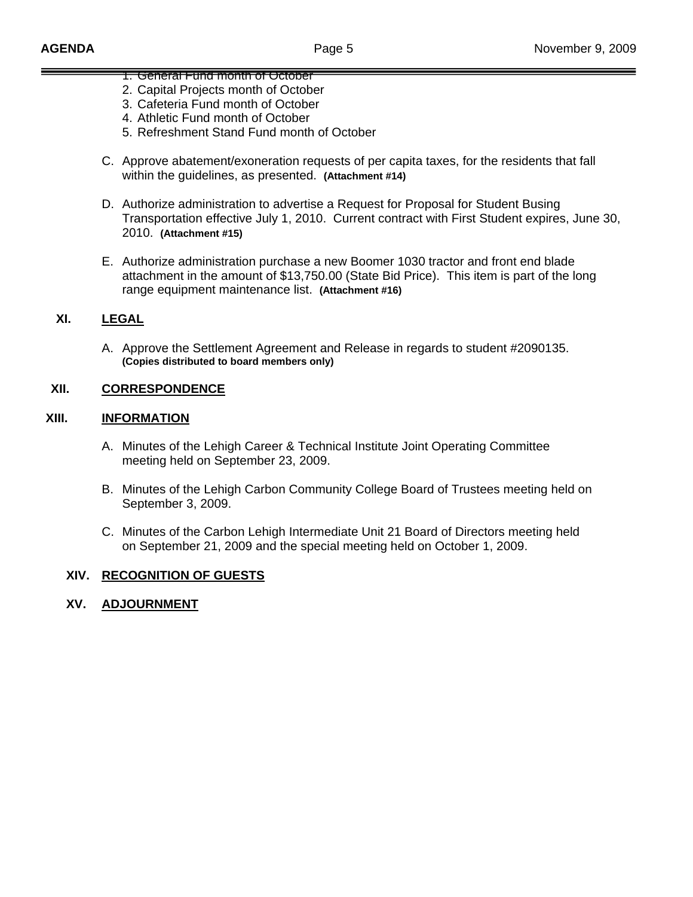1. General Fund month of October
2. Capital Projects month of October
3. Cafeteria Fund month of October
4. Athletic Fund month of October
5. Refreshment Stand Fund month of October

C. Approve abatement/exoneration requests of per capita taxes, for the residents that fall within the guidelines, as presented. **(Attachment #14)**

D. Authorize administration to advertise a Request for Proposal for Student Busing Transportation effective July 1, 2010. Current contract with First Student expires, June 30, 2010. **(Attachment #15)**

E. Authorize administration purchase a new Boomer 1030 tractor and front end blade attachment in the amount of $13,750.00 (State Bid Price). This item is part of the long range equipment maintenance list. **(Attachment #16)**

## XI. LEGAL

A. Approve the Settlement Agreement and Release in regards to student #2090135. **(Copies distributed to board members only)**

## XII. CORRESPONDENCE

## XIII. INFORMATION

A. Minutes of the Lehigh Career & Technical Institute Joint Operating Committee meeting held on September 23, 2009.

B. Minutes of the Lehigh Carbon Community College Board of Trustees meeting held on September 3, 2009.

C. Minutes of the Carbon Lehigh Intermediate Unit 21 Board of Directors meeting held on September 21, 2009 and the special meeting held on October 1, 2009.

## XIV. RECOGNITION OF GUESTS

## XV. ADJOURNMENT